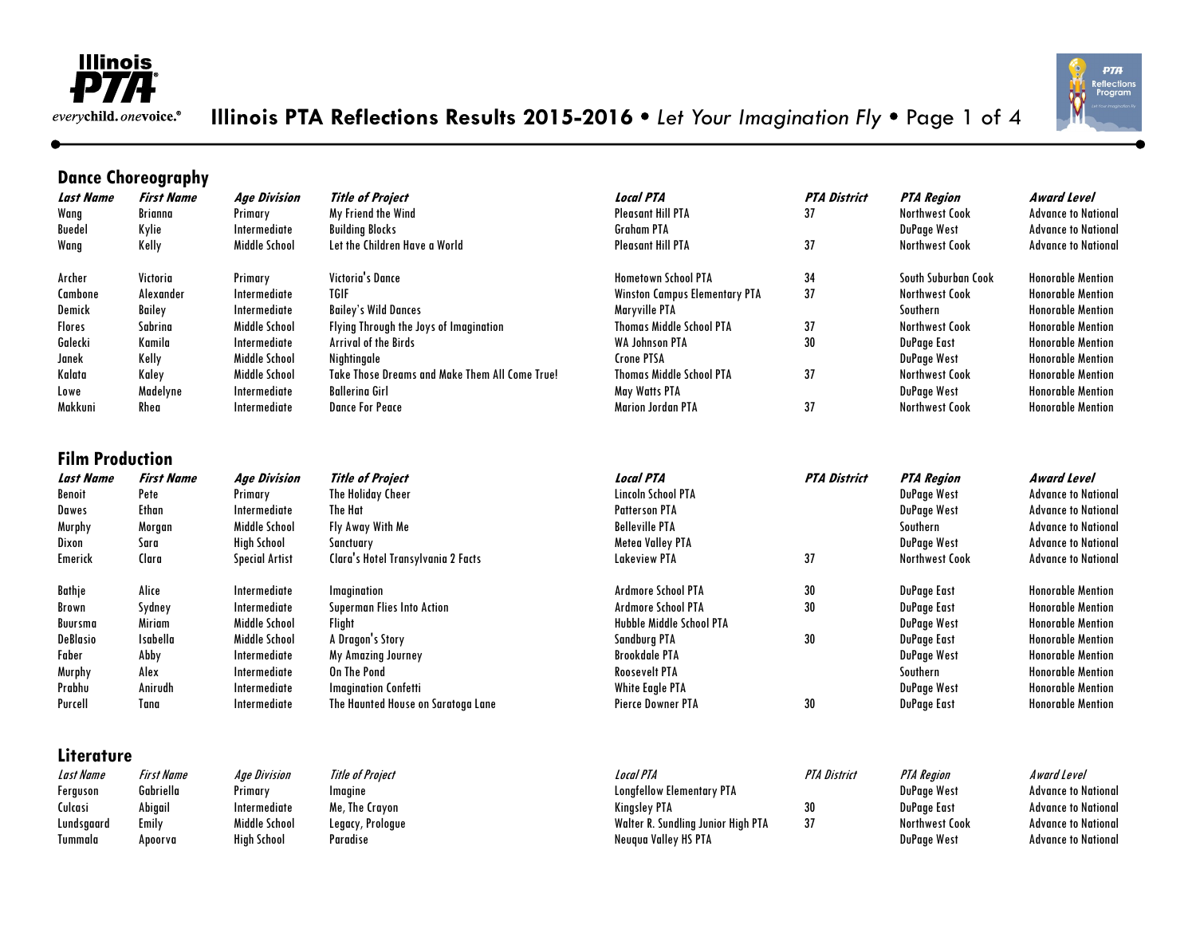# Illinois PTA Reflections Results 2015-2016 • *Let Your Imagination Fly*

everychild. onevoice.®

## Dance Choreography

| *Last Name* | *First Name* | *Age Division* | *Title of Project* | *Local PTA* | *PTA District* | *PTA Region* | *Award Level* |
|---|---|---|---|---|---|---|---|
| Wang | Brianna | Primary | My Friend the Wind | Pleasant Hill PTA | 37 | Northwest Cook | Advance to National |
| Buedel | Kylie | Intermediate | Building Blocks | Graham PTA | | DuPage West | Advance to National |
| Wang | Kelly | Middle School | Let the Children Have a World | Pleasant Hill PTA | 37 | Northwest Cook | Advance to National |
| Archer | Victoria | Primary | Victoria's Dance | Hometown School PTA | 34 | South Suburban Cook | Honorable Mention |
| Cambone | Alexander | Intermediate | TGIF | Winston Campus Elementary PTA | 37 | Northwest Cook | Honorable Mention |
| Demick | Bailey | Intermediate | Bailey's Wild Dances | Maryville PTA | | Southern | Honorable Mention |
| Flores | Sabrina | Middle School | Flying Through the Joys of Imagination | Thomas Middle School PTA | 37 | Northwest Cook | Honorable Mention |
| Galecki | Kamila | Intermediate | Arrival of the Birds | WA Johnson PTA | 30 | DuPage East | Honorable Mention |
| Janek | Kelly | Middle School | Nightingale | Crone PTSA | | DuPage West | Honorable Mention |
| Kalata | Kaley | Middle School | Take Those Dreams and Make Them All Come True! | Thomas Middle School PTA | 37 | Northwest Cook | Honorable Mention |
| Lowe | Madelyne | Intermediate | Ballerina Girl | May Watts PTA | | DuPage West | Honorable Mention |
| Makkuni | Rhea | Intermediate | Dance For Peace | Marion Jordan PTA | 37 | Northwest Cook | Honorable Mention |

## Film Production

| *Last Name* | *First Name* | *Age Division* | *Title of Project* | *Local PTA* | *PTA District* | *PTA Region* | *Award Level* |
|---|---|---|---|---|---|---|---|
| Benoit | Pete | Primary | The Holiday Cheer | Lincoln School PTA | | DuPage West | Advance to National |
| Dawes | Ethan | Intermediate | The Hat | Patterson PTA | | DuPage West | Advance to National |
| Murphy | Morgan | Middle School | Fly Away With Me | Belleville PTA | | Southern | Advance to National |
| Dixon | Sara | High School | Sanctuary | Metea Valley PTA | | DuPage West | Advance to National |
| Emerick | Clara | Special Artist | Clara's Hotel Transylvania 2 Facts | Lakeview PTA | 37 | Northwest Cook | Advance to National |
| Bathje | Alice | Intermediate | Imagination | Ardmore School PTA | 30 | DuPage East | Honorable Mention |
| Brown | Sydney | Intermediate | Superman Flies Into Action | Ardmore School PTA | 30 | DuPage East | Honorable Mention |
| Buursma | Miriam | Middle School | Flight | Hubble Middle School PTA | | DuPage West | Honorable Mention |
| DeBlasio | Isabella | Middle School | A Dragon's Story | Sandburg PTA | 30 | DuPage East | Honorable Mention |
| Faber | Abby | Intermediate | My Amazing Journey | Brookdale PTA | | DuPage West | Honorable Mention |
| Murphy | Alex | Intermediate | On The Pond | Roosevelt PTA | | Southern | Honorable Mention |
| Prabhu | Anirudh | Intermediate | Imagination Confetti | White Eagle PTA | | DuPage West | Honorable Mention |
| Purcell | Tana | Intermediate | The Haunted House on Saratoga Lane | Pierce Downer PTA | 30 | DuPage East | Honorable Mention |

## Literature

| *Last Name* | *First Name* | *Age Division* | *Title of Project* | *Local PTA* | *PTA District* | *PTA Region* | *Award Level* |
|---|---|---|---|---|---|---|---|
| Ferguson | Gabriella | Primary | Imagine | Longfellow Elementary PTA | | DuPage West | Advance to National |
| Culcasi | Abigail | Intermediate | Me, The Crayon | Kingsley PTA | 30 | DuPage East | Advance to National |
| Lundsgaard | Emily | Middle School | Legacy, Prologue | Walter R. Sundling Junior High PTA | 37 | Northwest Cook | Advance to National |
| Tummala | Apoorva | High School | Paradise | Neuqua Valley HS PTA | | DuPage West | Advance to National |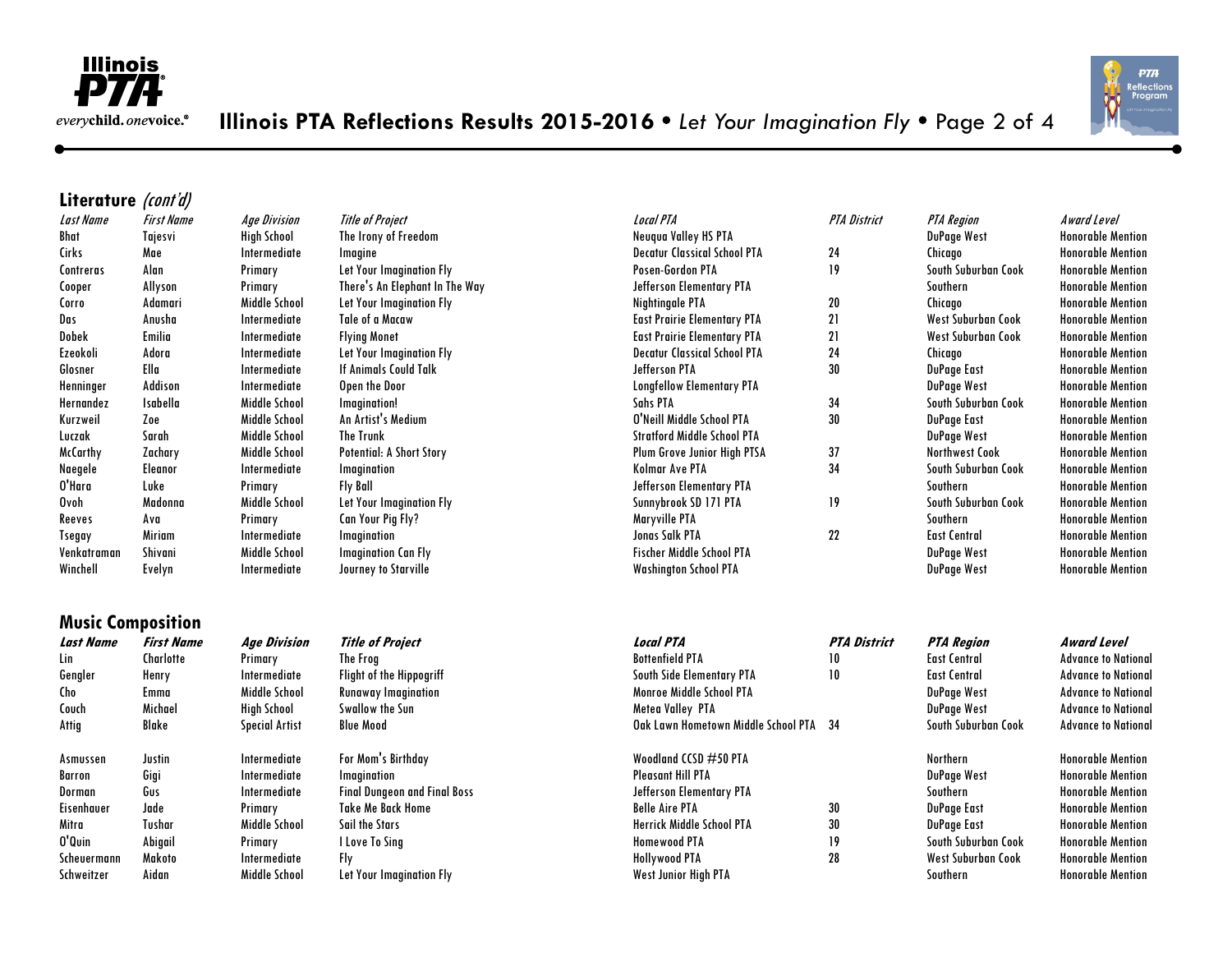## Literature *(cont'd)*

| *Last Name* | *First Name* | *Age Division* | *Title of Project* | *Local PTA* | *PTA District* | *PTA Region* | *Award Level* |
|---|---|---|---|---|---|---|---|
| Bhat | Tajesvi | High School | The Irony of Freedom | Neuqua Valley HS PTA | | DuPage West | Honorable Mention |
| Cirks | Mae | Intermediate | Imagine | Decatur Classical School PTA | 24 | Chicago | Honorable Mention |
| Contreras | Alan | Primary | Let Your Imagination Fly | Posen-Gordon PTA | 19 | South Suburban Cook | Honorable Mention |
| Cooper | Allyson | Primary | There's An Elephant In The Way | Jefferson Elementary PTA | | Southern | Honorable Mention |
| Corro | Adamari | Middle School | Let Your Imagination Fly | Nightingale PTA | 20 | Chicago | Honorable Mention |
| Das | Anusha | Intermediate | Tale of a Macaw | East Prairie Elementary PTA | 21 | West Suburban Cook | Honorable Mention |
| Dobek | Emilia | Intermediate | Flying Monet | East Prairie Elementary PTA | 21 | West Suburban Cook | Honorable Mention |
| Ezeokoli | Adora | Intermediate | Let Your Imagination Fly | Decatur Classical School PTA | 24 | Chicago | Honorable Mention |
| Glosner | Ella | Intermediate | If Animals Could Talk | Jefferson PTA | 30 | DuPage East | Honorable Mention |
| Henninger | Addison | Intermediate | Open the Door | Longfellow Elementary PTA | | DuPage West | Honorable Mention |
| Hernandez | Isabella | Middle School | Imagination! | Sahs PTA | 34 | South Suburban Cook | Honorable Mention |
| Kurzweil | Zoe | Middle School | An Artist's Medium | O'Neill Middle School PTA | 30 | DuPage East | Honorable Mention |
| Luczak | Sarah | Middle School | The Trunk | Stratford Middle School PTA | | DuPage West | Honorable Mention |
| McCarthy | Zachary | Middle School | Potential: A Short Story | Plum Grove Junior High PTSA | 37 | Northwest Cook | Honorable Mention |
| Naegele | Eleanor | Intermediate | Imagination | Kolmar Ave PTA | 34 | South Suburban Cook | Honorable Mention |
| O'Hara | Luke | Primary | Fly Ball | Jefferson Elementary PTA | | Southern | Honorable Mention |
| Ovoh | Madonna | Middle School | Let Your Imagination Fly | Sunnybrook SD 171 PTA | 19 | South Suburban Cook | Honorable Mention |
| Reeves | Ava | Primary | Can Your Pig Fly? | Maryville PTA | | Southern | Honorable Mention |
| Tsegay | Miriam | Intermediate | Imagination | Jonas Salk PTA | 22 | East Central | Honorable Mention |
| Venkatraman | Shivani | Middle School | Imagination Can Fly | Fischer Middle School PTA | | DuPage West | Honorable Mention |
| Winchell | Evelyn | Intermediate | Journey to Starville | Washington School PTA | | DuPage West | Honorable Mention |

## Music Composition

| **Last Name** | **First Name** | **Age Division** | **Title of Project** | **Local PTA** | **PTA District** | **PTA Region** | **Award Level** |
|---|---|---|---|---|---|---|---|
| Lin | Charlotte | Primary | The Frog | Bottenfield PTA | 10 | East Central | Advance to National |
| Gengler | Henry | Intermediate | Flight of the Hippogriff | South Side Elementary PTA | 10 | East Central | Advance to National |
| Cho | Emma | Middle School | Runaway Imagination | Monroe Middle School PTA | | DuPage West | Advance to National |
| Couch | Michael | High School | Swallow the Sun | Metea Valley PTA | | DuPage West | Advance to National |
| Attig | Blake | Special Artist | Blue Mood | Oak Lawn Hometown Middle School PTA | 34 | South Suburban Cook | Advance to National |
| Asmussen | Justin | Intermediate | For Mom's Birthday | Woodland CCSD #50 PTA | | Northern | Honorable Mention |
| Barron | Gigi | Intermediate | Imagination | Pleasant Hill PTA | | DuPage West | Honorable Mention |
| Dorman | Gus | Intermediate | Final Dungeon and Final Boss | Jefferson Elementary PTA | | Southern | Honorable Mention |
| Eisenhauer | Jade | Primary | Take Me Back Home | Belle Aire PTA | 30 | DuPage East | Honorable Mention |
| Mitra | Tushar | Middle School | Sail the Stars | Herrick Middle School PTA | 30 | DuPage East | Honorable Mention |
| O'Quin | Abigail | Primary | I Love To Sing | Homewood PTA | 19 | South Suburban Cook | Honorable Mention |
| Scheuermann | Makoto | Intermediate | Fly | Hollywood PTA | 28 | West Suburban Cook | Honorable Mention |
| Schweitzer | Aidan | Middle School | Let Your Imagination Fly | West Junior High PTA | | Southern | Honorable Mention |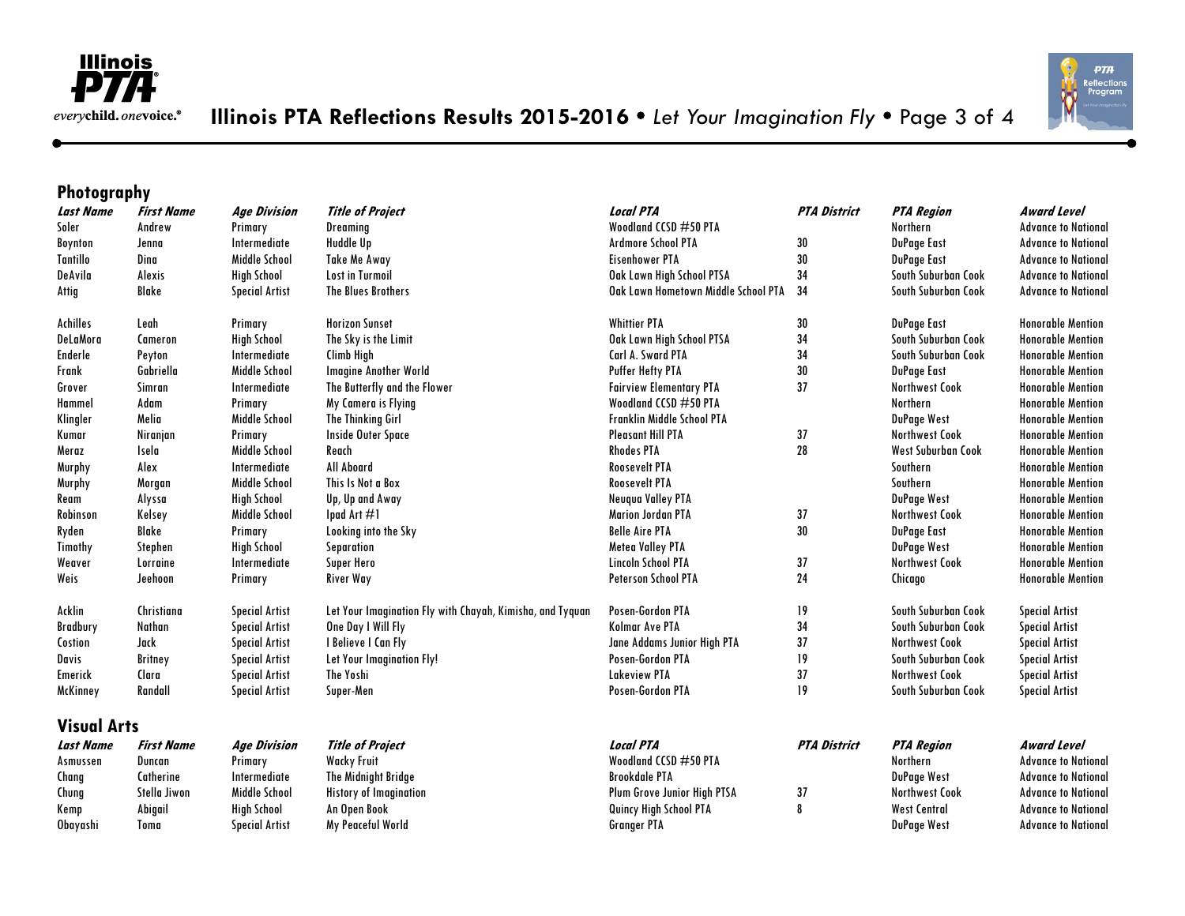## Photography

| *Last Name* | *First Name* | *Age Division* | *Title of Project* | *Local PTA* | *PTA District* | *PTA Region* | *Award Level* |
|---|---|---|---|---|---|---|---|
| Soler | Andrew | Primary | Dreaming | Woodland CCSD #50 PTA | | Northern | Advance to National |
| Boynton | Jenna | Intermediate | Huddle Up | Ardmore School PTA | 30 | DuPage East | Advance to National |
| Tantillo | Dina | Middle School | Take Me Away | Eisenhower PTA | 30 | DuPage East | Advance to National |
| DeAvila | Alexis | High School | Lost in Turmoil | Oak Lawn High School PTSA | 34 | South Suburban Cook | Advance to National |
| Attig | Blake | Special Artist | The Blues Brothers | Oak Lawn Hometown Middle School PTA | 34 | South Suburban Cook | Advance to National |
| | | | | | | | |
| Achilles | Leah | Primary | Horizon Sunset | Whittier PTA | 30 | DuPage East | Honorable Mention |
| DeLaMora | Cameron | High School | The Sky is the Limit | Oak Lawn High School PTSA | 34 | South Suburban Cook | Honorable Mention |
| Enderle | Peyton | Intermediate | Climb High | Carl A. Sward PTA | 34 | South Suburban Cook | Honorable Mention |
| Frank | Gabriella | Middle School | Imagine Another World | Puffer Hefty PTA | 30 | DuPage East | Honorable Mention |
| Grover | Simran | Intermediate | The Butterfly and the Flower | Fairview Elementary PTA | 37 | Northwest Cook | Honorable Mention |
| Hammel | Adam | Primary | My Camera is Flying | Woodland CCSD #50 PTA | | Northern | Honorable Mention |
| Klingler | Melia | Middle School | The Thinking Girl | Franklin Middle School PTA | | DuPage West | Honorable Mention |
| Kumar | Niranjan | Primary | Inside Outer Space | Pleasant Hill PTA | 37 | Northwest Cook | Honorable Mention |
| Meraz | Isela | Middle School | Reach | Rhodes PTA | 28 | West Suburban Cook | Honorable Mention |
| Murphy | Alex | Intermediate | All Aboard | Roosevelt PTA | | Southern | Honorable Mention |
| Murphy | Morgan | Middle School | This Is Not a Box | Roosevelt PTA | | Southern | Honorable Mention |
| Ream | Alyssa | High School | Up, Up and Away | Neuqua Valley PTA | | DuPage West | Honorable Mention |
| Robinson | Kelsey | Middle School | Ipad Art #1 | Marion Jordan PTA | 37 | Northwest Cook | Honorable Mention |
| Ryden | Blake | Primary | Looking into the Sky | Belle Aire PTA | 30 | DuPage East | Honorable Mention |
| Timothy | Stephen | High School | Separation | Metea Valley PTA | | DuPage West | Honorable Mention |
| Weaver | Lorraine | Intermediate | Super Hero | Lincoln School PTA | 37 | Northwest Cook | Honorable Mention |
| Weis | Jeehoon | Primary | River Way | Peterson School PTA | 24 | Chicago | Honorable Mention |
| | | | | | | | |
| Acklin | Christiana | Special Artist | Let Your Imagination Fly with Chayah, Kimisha, and Tyquan | Posen-Gordon PTA | 19 | South Suburban Cook | Special Artist |
| Bradbury | Nathan | Special Artist | One Day I Will Fly | Kolmar Ave PTA | 34 | South Suburban Cook | Special Artist |
| Costion | Jack | Special Artist | I Believe I Can Fly | Jane Addams Junior High PTA | 37 | Northwest Cook | Special Artist |
| Davis | Britney | Special Artist | Let Your Imagination Fly! | Posen-Gordon PTA | 19 | South Suburban Cook | Special Artist |
| Emerick | Clara | Special Artist | The Yoshi | Lakeview PTA | 37 | Northwest Cook | Special Artist |
| McKinney | Randall | Special Artist | Super-Men | Posen-Gordon PTA | 19 | South Suburban Cook | Special Artist |

## Visual Arts

| *Last Name* | *First Name* | *Age Division* | *Title of Project* | *Local PTA* | *PTA District* | *PTA Region* | *Award Level* |
|---|---|---|---|---|---|---|---|
| Asmussen | Duncan | Primary | Wacky Fruit | Woodland CCSD #50 PTA | | Northern | Advance to National |
| Chang | Catherine | Intermediate | The Midnight Bridge | Brookdale PTA | | DuPage West | Advance to National |
| Chung | Stella Jiwon | Middle School | History of Imagination | Plum Grove Junior High PTSA | 37 | Northwest Cook | Advance to National |
| Kemp | Abigail | High School | An Open Book | Quincy High School PTA | 8 | West Central | Advance to National |
| Obayashi | Toma | Special Artist | My Peaceful World | Granger PTA | | DuPage West | Advance to National |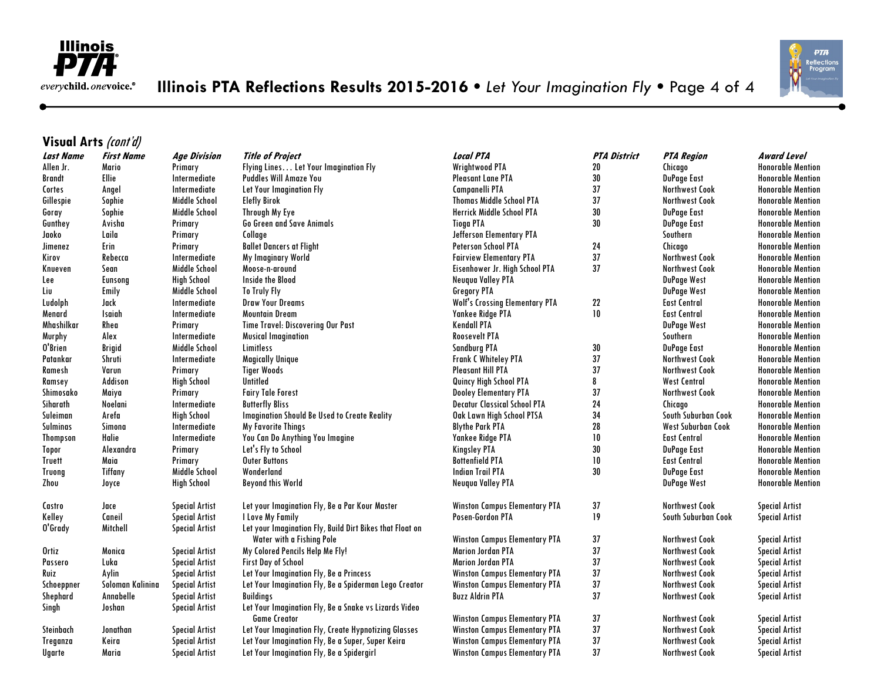## Visual Arts *(cont'd)*

| Last Name | First Name | Age Division | Title of Project | Local PTA | PTA District | PTA Region | Award Level |
|---|---|---|---|---|---|---|---|
| Allen Jr. | Mario | Primary | Flying Lines… Let Your Imagination Fly | Wrightwood PTA | 20 | Chicago | Honorable Mention |
| Brandt | Ellie | Intermediate | Puddles Will Amaze You | Pleasant Lane PTA | 30 | DuPage East | Honorable Mention |
| Cortes | Angel | Intermediate | Let Your Imagination Fly | Campanelli PTA | 37 | Northwest Cook | Honorable Mention |
| Gillespie | Sophie | Middle School | Elefly Birok | Thomas Middle School PTA | 37 | Northwest Cook | Honorable Mention |
| Goray | Sophie | Middle School | Through My Eye | Herrick Middle School PTA | 30 | DuPage East | Honorable Mention |
| Gunthey | Avisha | Primary | Go Green and Save Animals | Tioga PTA | 30 | DuPage East | Honorable Mention |
| Jaoko | Laila | Primary | Collage | Jefferson Elementary PTA | | Southern | Honorable Mention |
| Jimenez | Erin | Primary | Ballet Dancers at Flight | Peterson School PTA | 24 | Chicago | Honorable Mention |
| Kirov | Rebecca | Intermediate | My Imaginary World | Fairview Elementary PTA | 37 | Northwest Cook | Honorable Mention |
| Knueven | Sean | Middle School | Moose-n-around | Eisenhower Jr. High School PTA | 37 | Northwest Cook | Honorable Mention |
| Lee | Eunsong | High School | Inside the Blood | Neuqua Valley PTA | | DuPage West | Honorable Mention |
| Liu | Emily | Middle School | To Truly Fly | Gregory PTA | | DuPage West | Honorable Mention |
| Ludolph | Jack | Intermediate | Draw Your Dreams | Wolf's Crossing Elementary PTA | 22 | East Central | Honorable Mention |
| Menard | Isaiah | Intermediate | Mountain Dream | Yankee Ridge PTA | 10 | East Central | Honorable Mention |
| Mhashilkar | Rhea | Primary | Time Travel: Discovering Our Past | Kendall PTA | | DuPage West | Honorable Mention |
| Murphy | Alex | Intermediate | Musical Imagination | Roosevelt PTA | | Southern | Honorable Mention |
| O'Brien | Brigid | Middle School | Limitless | Sandburg PTA | 30 | DuPage East | Honorable Mention |
| Patankar | Shruti | Intermediate | Magically Unique | Frank C Whiteley PTA | 37 | Northwest Cook | Honorable Mention |
| Ramesh | Varun | Primary | Tiger Woods | Pleasant Hill PTA | 37 | Northwest Cook | Honorable Mention |
| Ramsey | Addison | High School | Untitled | Quincy High School PTA | 8 | West Central | Honorable Mention |
| Shimosako | Maiya | Primary | Fairy Tale Forest | Dooley Elementary PTA | 37 | Northwest Cook | Honorable Mention |
| Siharath | Noelani | Intermediate | Butterfly Bliss | Decatur Classical School PTA | 24 | Chicago | Honorable Mention |
| Suleiman | Arefa | High School | Imagination Should Be Used to Create Reality | Oak Lawn High School PTSA | 34 | South Suburban Cook | Honorable Mention |
| Sulminas | Simona | Intermediate | My Favorite Things | Blythe Park PTA | 28 | West Suburban Cook | Honorable Mention |
| Thompson | Halie | Intermediate | You Can Do Anything You Imagine | Yankee Ridge PTA | 10 | East Central | Honorable Mention |
| Topor | Alexandra | Primary | Let's Fly to School | Kingsley PTA | 30 | DuPage East | Honorable Mention |
| Truett | Maia | Primary | Outer Buttons | Bottenfield PTA | 10 | East Central | Honorable Mention |
| Truong | Tiffany | Middle School | Wonderland | Indian Trail PTA | 30 | DuPage East | Honorable Mention |
| Zhou | Joyce | High School | Beyond this World | Neuqua Valley PTA | | DuPage West | Honorable Mention |
| Castro | Jace | Special Artist | Let your Imagination Fly, Be a Par Kour Master | Winston Campus Elementary PTA | 37 | Northwest Cook | Special Artist |
| Kelley | Caneil | Special Artist | I Love My Family | Posen-Gordon PTA | 19 | South Suburban Cook | Special Artist |
| O'Grady | Mitchell | Special Artist | Let your Imagination Fly, Build Dirt Bikes that Float on Water with a Fishing Pole | Winston Campus Elementary PTA | 37 | Northwest Cook | Special Artist |
| Ortiz | Monica | Special Artist | My Colored Pencils Help Me Fly! | Marion Jordan PTA | 37 | Northwest Cook | Special Artist |
| Passero | Luka | Special Artist | First Day of School | Marion Jordan PTA | 37 | Northwest Cook | Special Artist |
| Ruiz | Aylin | Special Artist | Let Your Imagination Fly, Be a Princess | Winston Campus Elementary PTA | 37 | Northwest Cook | Special Artist |
| Schoeppner | Soloman Kalinina | Special Artist | Let Your Imagination Fly, Be a Spiderman Lego Creator | Winston Campus Elementary PTA | 37 | Northwest Cook | Special Artist |
| Shephard | Annabelle | Special Artist | Buildings | Buzz Aldrin PTA | 37 | Northwest Cook | Special Artist |
| Singh | Joshan | Special Artist | Let Your Imagination Fly, Be a Snake vs Lizards Video Game Creator | Winston Campus Elementary PTA | 37 | Northwest Cook | Special Artist |
| Steinbach | Jonathan | Special Artist | Let Your Imagination Fly, Create Hypnotizing Glasses | Winston Campus Elementary PTA | 37 | Northwest Cook | Special Artist |
| Treganza | Keira | Special Artist | Let Your Imagination Fly, Be a Super, Super Keira | Winston Campus Elementary PTA | 37 | Northwest Cook | Special Artist |
| Ugarte | Maria | Special Artist | Let Your Imagination Fly, Be a Spidergirl | Winston Campus Elementary PTA | 37 | Northwest Cook | Special Artist |